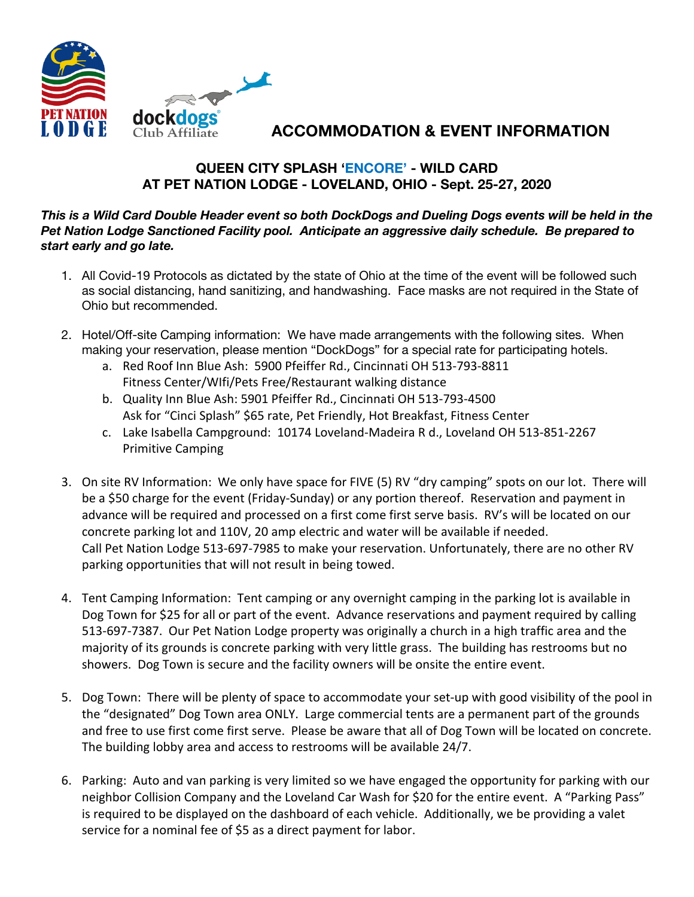PET NATION LODGE

dockdogs® Club Affiliate

# ACCOMMODATION & EVENT INFORMATION

## QUEEN CITY SPLASH 'ENCORE' - WILD CARD
## AT PET NATION LODGE - LOVELAND, OHIO - Sept. 25-27, 2020

***This is a Wild Card Double Header event so both DockDogs and Dueling Dogs events will be held in the Pet Nation Lodge Sanctioned Facility pool. Anticipate an aggressive daily schedule. Be prepared to start early and go late.***

1. All Covid-19 Protocols as dictated by the state of Ohio at the time of the event will be followed such as social distancing, hand sanitizing, and handwashing. Face masks are not required in the State of Ohio but recommended.

2. Hotel/Off-site Camping information: We have made arrangements with the following sites. When making your reservation, please mention "DockDogs" for a special rate for participating hotels.
   a. Red Roof Inn Blue Ash: 5900 Pfeiffer Rd., Cincinnati OH 513-793-8811
      Fitness Center/WIfi/Pets Free/Restaurant walking distance
   b. Quality Inn Blue Ash: 5901 Pfeiffer Rd., Cincinnati OH 513-793-4500
      Ask for "Cinci Splash" $65 rate, Pet Friendly, Hot Breakfast, Fitness Center
   c. Lake Isabella Campground: 10174 Loveland-Madeira R d., Loveland OH 513-851-2267
      Primitive Camping

3. On site RV Information: We only have space for FIVE (5) RV "dry camping" spots on our lot. There will be a $50 charge for the event (Friday-Sunday) or any portion thereof. Reservation and payment in advance will be required and processed on a first come first serve basis. RV's will be located on our concrete parking lot and 110V, 20 amp electric and water will be available if needed.
   Call Pet Nation Lodge 513-697-7985 to make your reservation. Unfortunately, there are no other RV parking opportunities that will not result in being towed.

4. Tent Camping Information: Tent camping or any overnight camping in the parking lot is available in Dog Town for $25 for all or part of the event. Advance reservations and payment required by calling 513-697-7387. Our Pet Nation Lodge property was originally a church in a high traffic area and the majority of its grounds is concrete parking with very little grass. The building has restrooms but no showers. Dog Town is secure and the facility owners will be onsite the entire event.

5. Dog Town: There will be plenty of space to accommodate your set-up with good visibility of the pool in the "designated" Dog Town area ONLY. Large commercial tents are a permanent part of the grounds and free to use first come first serve. Please be aware that all of Dog Town will be located on concrete. The building lobby area and access to restrooms will be available 24/7.

6. Parking: Auto and van parking is very limited so we have engaged the opportunity for parking with our neighbor Collision Company and the Loveland Car Wash for $20 for the entire event. A "Parking Pass" is required to be displayed on the dashboard of each vehicle. Additionally, we be providing a valet service for a nominal fee of $5 as a direct payment for labor.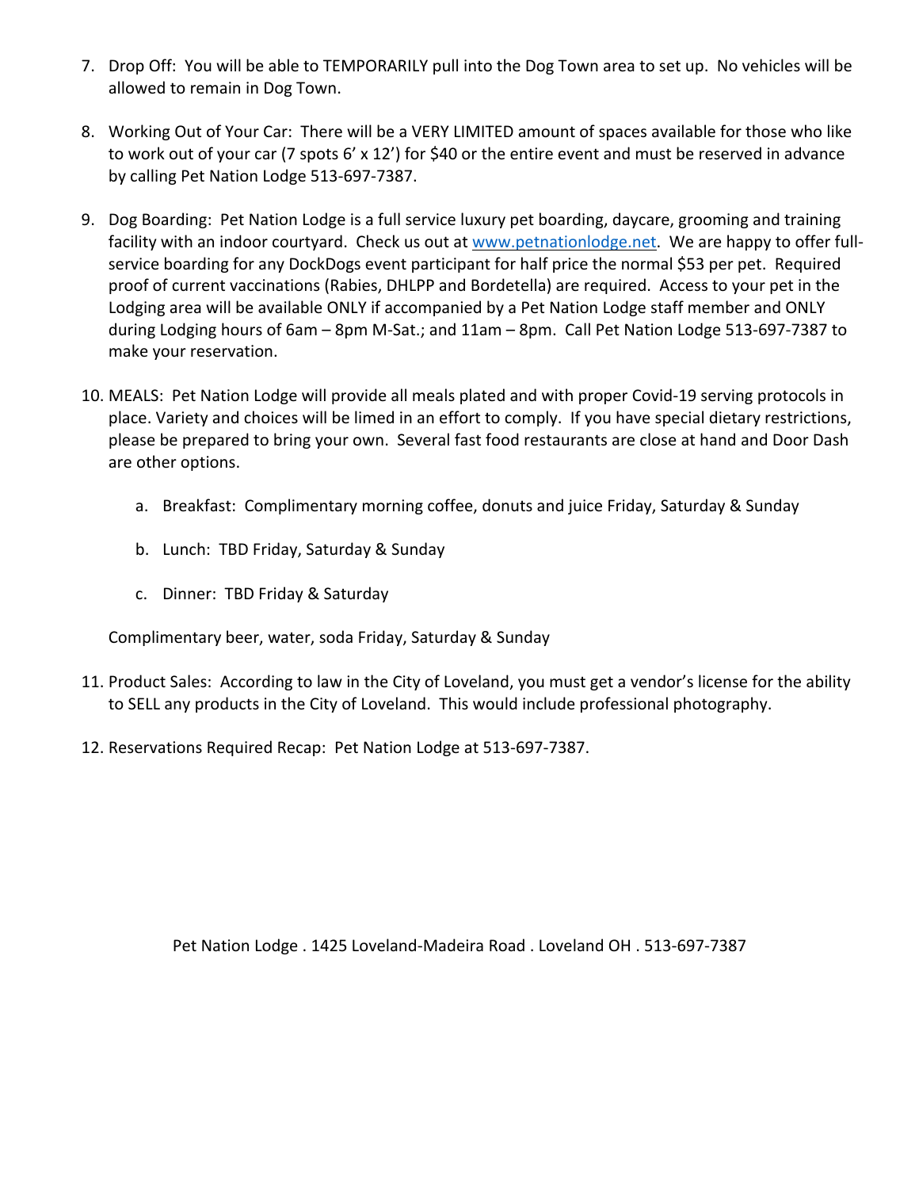7. Drop Off: You will be able to TEMPORARILY pull into the Dog Town area to set up. No vehicles will be allowed to remain in Dog Town.

8. Working Out of Your Car: There will be a VERY LIMITED amount of spaces available for those who like to work out of your car (7 spots 6' x 12') for $40 or the entire event and must be reserved in advance by calling Pet Nation Lodge 513-697-7387.

9. Dog Boarding: Pet Nation Lodge is a full service luxury pet boarding, daycare, grooming and training facility with an indoor courtyard. Check us out at [www.petnationlodge.net](http://www.petnationlodge.net). We are happy to offer full-service boarding for any DockDogs event participant for half price the normal $53 per pet. Required proof of current vaccinations (Rabies, DHLPP and Bordetella) are required. Access to your pet in the Lodging area will be available ONLY if accompanied by a Pet Nation Lodge staff member and ONLY during Lodging hours of 6am – 8pm M-Sat.; and 11am – 8pm. Call Pet Nation Lodge 513-697-7387 to make your reservation.

10. MEALS: Pet Nation Lodge will provide all meals plated and with proper Covid-19 serving protocols in place. Variety and choices will be limed in an effort to comply. If you have special dietary restrictions, please be prepared to bring your own. Several fast food restaurants are close at hand and Door Dash are other options.

    a. Breakfast: Complimentary morning coffee, donuts and juice Friday, Saturday & Sunday

    b. Lunch: TBD Friday, Saturday & Sunday

    c. Dinner: TBD Friday & Saturday

    Complimentary beer, water, soda Friday, Saturday & Sunday

11. Product Sales: According to law in the City of Loveland, you must get a vendor's license for the ability to SELL any products in the City of Loveland. This would include professional photography.

12. Reservations Required Recap: Pet Nation Lodge at 513-697-7387.

Pet Nation Lodge . 1425 Loveland-Madeira Road . Loveland OH . 513-697-7387